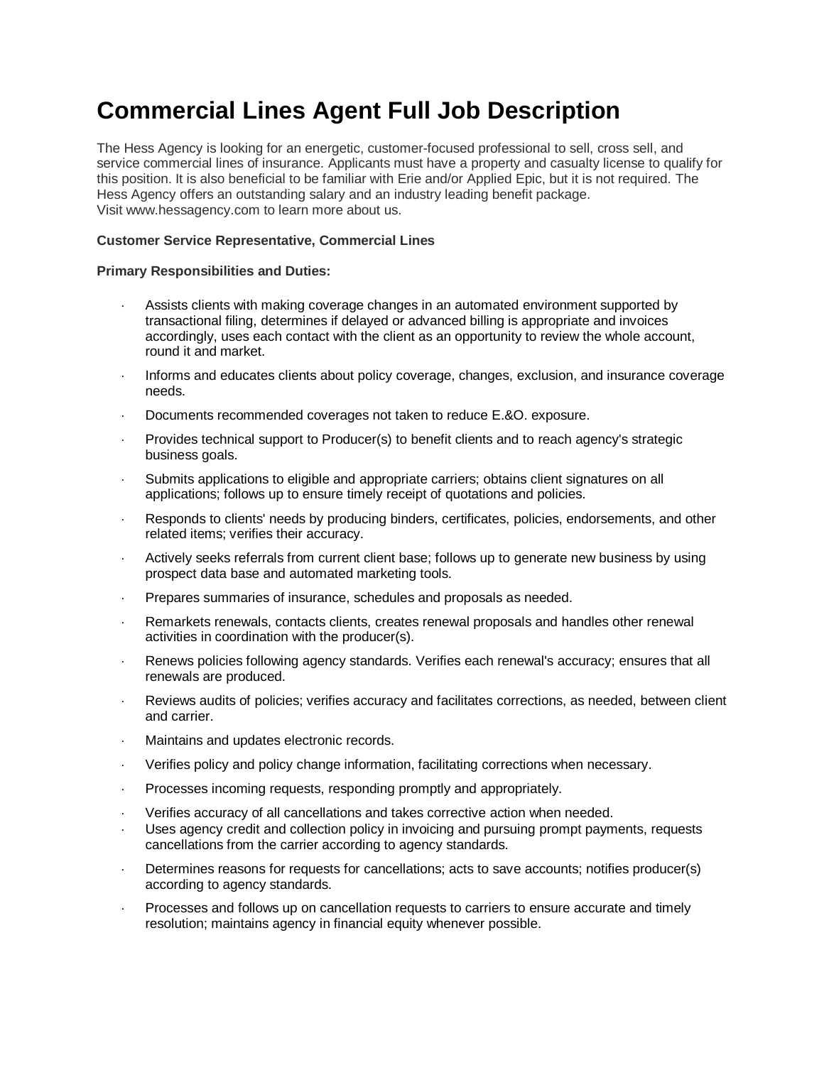# Commercial Lines Agent Full Job Description

The Hess Agency is looking for an energetic, customer-focused professional to sell, cross sell, and service commercial lines of insurance. Applicants must have a property and casualty license to qualify for this position. It is also beneficial to be familiar with Erie and/or Applied Epic, but it is not required. The Hess Agency offers an outstanding salary and an industry leading benefit package.
Visit www.hessagency.com to learn more about us.

**Customer Service Representative, Commercial Lines**

**Primary Responsibilities and Duties:**

- Assists clients with making coverage changes in an automated environment supported by transactional filing, determines if delayed or advanced billing is appropriate and invoices accordingly, uses each contact with the client as an opportunity to review the whole account, round it and market.
- Informs and educates clients about policy coverage, changes, exclusion, and insurance coverage needs.
- Documents recommended coverages not taken to reduce E.&O. exposure.
- Provides technical support to Producer(s) to benefit clients and to reach agency's strategic business goals.
- Submits applications to eligible and appropriate carriers; obtains client signatures on all applications; follows up to ensure timely receipt of quotations and policies.
- Responds to clients' needs by producing binders, certificates, policies, endorsements, and other related items; verifies their accuracy.
- Actively seeks referrals from current client base; follows up to generate new business by using prospect data base and automated marketing tools.
- Prepares summaries of insurance, schedules and proposals as needed.
- Remarkets renewals, contacts clients, creates renewal proposals and handles other renewal activities in coordination with the producer(s).
- Renews policies following agency standards. Verifies each renewal's accuracy; ensures that all renewals are produced.
- Reviews audits of policies; verifies accuracy and facilitates corrections, as needed, between client and carrier.
- Maintains and updates electronic records.
- Verifies policy and policy change information, facilitating corrections when necessary.
- Processes incoming requests, responding promptly and appropriately.
- Verifies accuracy of all cancellations and takes corrective action when needed.
- Uses agency credit and collection policy in invoicing and pursuing prompt payments, requests cancellations from the carrier according to agency standards.
- Determines reasons for requests for cancellations; acts to save accounts; notifies producer(s) according to agency standards.
- Processes and follows up on cancellation requests to carriers to ensure accurate and timely resolution; maintains agency in financial equity whenever possible.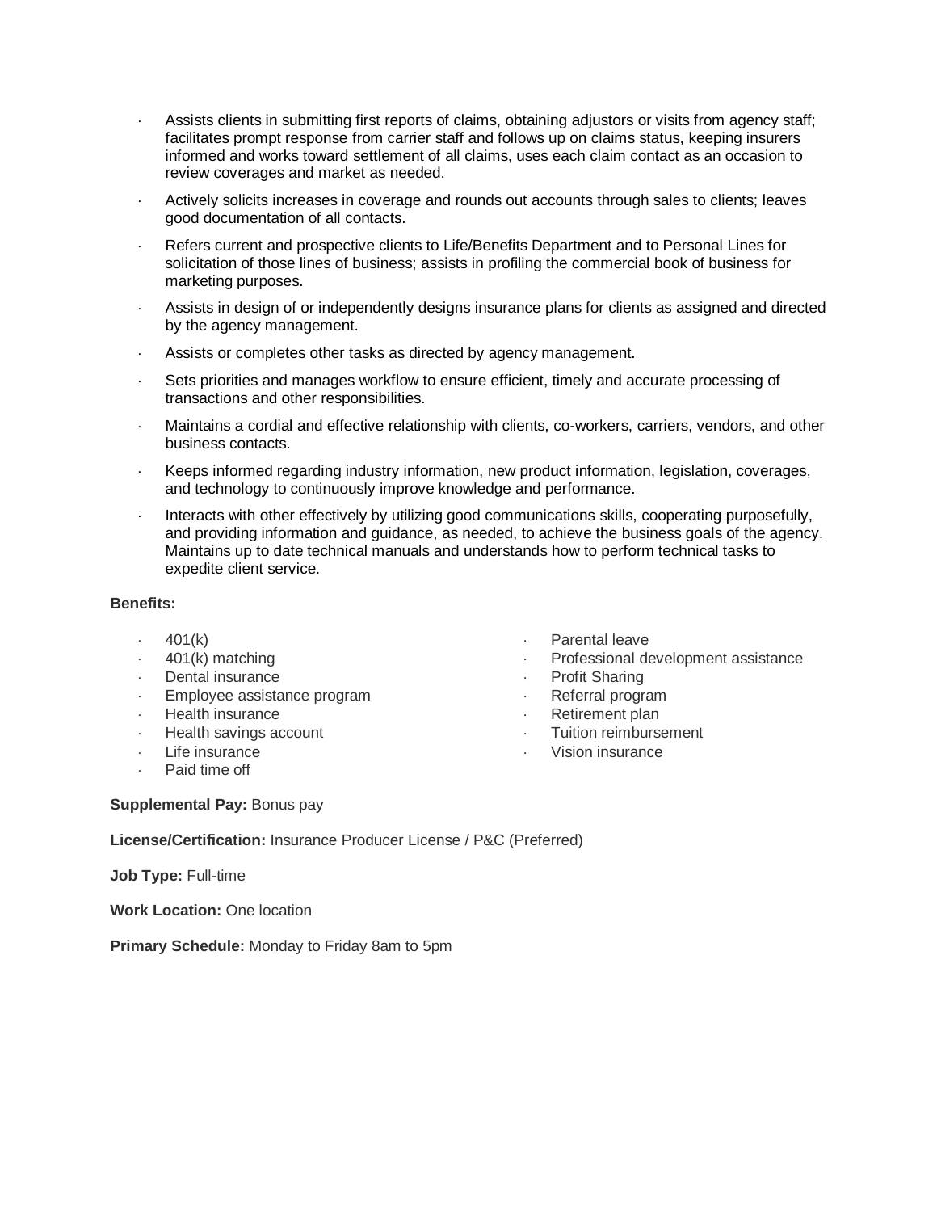- Assists clients in submitting first reports of claims, obtaining adjustors or visits from agency staff; facilitates prompt response from carrier staff and follows up on claims status, keeping insurers informed and works toward settlement of all claims, uses each claim contact as an occasion to review coverages and market as needed.
- Actively solicits increases in coverage and rounds out accounts through sales to clients; leaves good documentation of all contacts.
- Refers current and prospective clients to Life/Benefits Department and to Personal Lines for solicitation of those lines of business; assists in profiling the commercial book of business for marketing purposes.
- Assists in design of or independently designs insurance plans for clients as assigned and directed by the agency management.
- Assists or completes other tasks as directed by agency management.
- Sets priorities and manages workflow to ensure efficient, timely and accurate processing of transactions and other responsibilities.
- Maintains a cordial and effective relationship with clients, co-workers, carriers, vendors, and other business contacts.
- Keeps informed regarding industry information, new product information, legislation, coverages, and technology to continuously improve knowledge and performance.
- Interacts with other effectively by utilizing good communications skills, cooperating purposefully, and providing information and guidance, as needed, to achieve the business goals of the agency. Maintains up to date technical manuals and understands how to perform technical tasks to expedite client service.

**Benefits:**

- 401(k)
- 401(k) matching
- Dental insurance
- Employee assistance program
- Health insurance
- Health savings account
- Life insurance
- Paid time off
- Parental leave
- Professional development assistance
- Profit Sharing
- Referral program
- Retirement plan
- Tuition reimbursement
- Vision insurance

**Supplemental Pay:** Bonus pay

**License/Certification:** Insurance Producer License / P&C (Preferred)

**Job Type:** Full-time

**Work Location:** One location

**Primary Schedule:** Monday to Friday 8am to 5pm